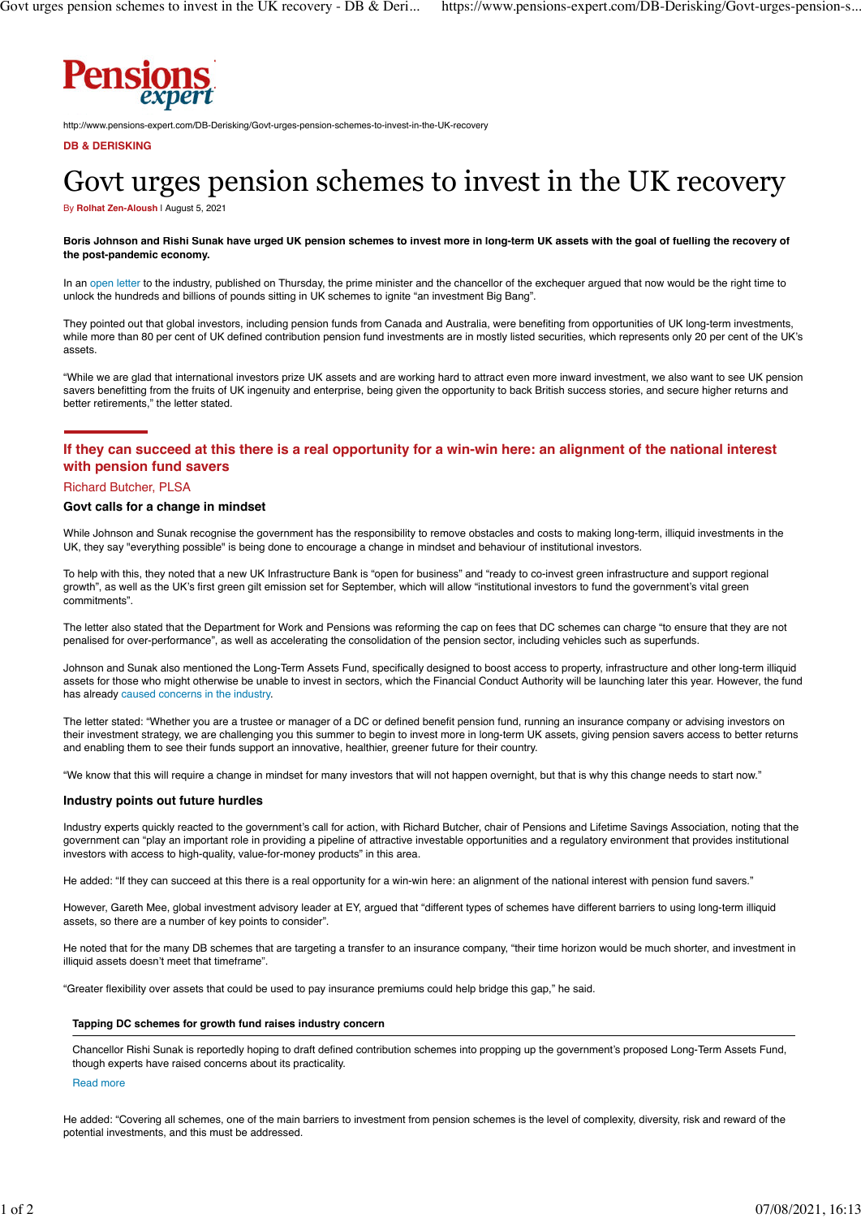http://www.pensions-expert.com/DB-Derisking/Govt-urges-pension-schemes-to-invest-in-the-UK-recovery

**DB & DERISKING**

# Govt urges pension schemes to invest in the UK recovery

By **Rolhat Zen-Aloush** | August 5, 2021

**Boris Johnson and Rishi Sunak have urged UK pension schemes to invest more in long-term UK assets with the goal of fuelling the recovery of the post-pandemic economy.**

In an open letter to the industry, published on Thursday, the prime minister and the chancellor of the exchequer argued that now would be the right time to unlock the hundreds and billions of pounds sitting in UK schemes to ignite "an investment Big Bang".

They pointed out that global investors, including pension funds from Canada and Australia, were benefiting from opportunities of UK long-term investments, while more than 80 per cent of UK defined contribution pension fund investments are in mostly listed securities, which represents only 20 per cent of the UK's assets.

"While we are glad that international investors prize UK assets and are working hard to attract even more inward investment, we also want to see UK pension savers benefitting from the fruits of UK ingenuity and enterprise, being given the opportunity to back British success stories, and secure higher returns and better retirements," the letter stated.

> **If they can succeed at this there is a real opportunity for a win-win here: an alignment of the national interest with pension fund savers**
>
> Richard Butcher, PLSA

### Govt calls for a change in mindset

While Johnson and Sunak recognise the government has the responsibility to remove obstacles and costs to making long-term, illiquid investments in the UK, they say "everything possible" is being done to encourage a change in mindset and behaviour of institutional investors.

To help with this, they noted that a new UK Infrastructure Bank is "open for business" and "ready to co-invest green infrastructure and support regional growth", as well as the UK's first green gilt emission set for September, which will allow "institutional investors to fund the government's vital green commitments".

The letter also stated that the Department for Work and Pensions was reforming the cap on fees that DC schemes can charge "to ensure that they are not penalised for over-performance", as well as accelerating the consolidation of the pension sector, including vehicles such as superfunds.

Johnson and Sunak also mentioned the Long-Term Assets Fund, specifically designed to boost access to property, infrastructure and other long-term illiquid assets for those who might otherwise be unable to invest in sectors, which the Financial Conduct Authority will be launching later this year. However, the fund has already caused concerns in the industry.

The letter stated: "Whether you are a trustee or manager of a DC or defined benefit pension fund, running an insurance company or advising investors on their investment strategy, we are challenging you this summer to begin to invest more in long-term UK assets, giving pension savers access to better returns and enabling them to see their funds support an innovative, healthier, greener future for their country.

"We know that this will require a change in mindset for many investors that will not happen overnight, but that is why this change needs to start now."

### Industry points out future hurdles

Industry experts quickly reacted to the government's call for action, with Richard Butcher, chair of Pensions and Lifetime Savings Association, noting that the government can "play an important role in providing a pipeline of attractive investable opportunities and a regulatory environment that provides institutional investors with access to high-quality, value-for-money products" in this area.

He added: "If they can succeed at this there is a real opportunity for a win-win here: an alignment of the national interest with pension fund savers."

However, Gareth Mee, global investment advisory leader at EY, argued that "different types of schemes have different barriers to using long-term illiquid assets, so there are a number of key points to consider".

He noted that for the many DB schemes that are targeting a transfer to an insurance company, "their time horizon would be much shorter, and investment in illiquid assets doesn't meet that timeframe".

"Greater flexibility over assets that could be used to pay insurance premiums could help bridge this gap," he said.

> **Tapping DC schemes for growth fund raises industry concern**
>
> Chancellor Rishi Sunak is reportedly hoping to draft defined contribution schemes into propping up the government's proposed Long-Term Assets Fund, though experts have raised concerns about its practicality.
>
> Read more

He added: "Covering all schemes, one of the main barriers to investment from pension schemes is the level of complexity, diversity, risk and reward of the potential investments, and this must be addressed.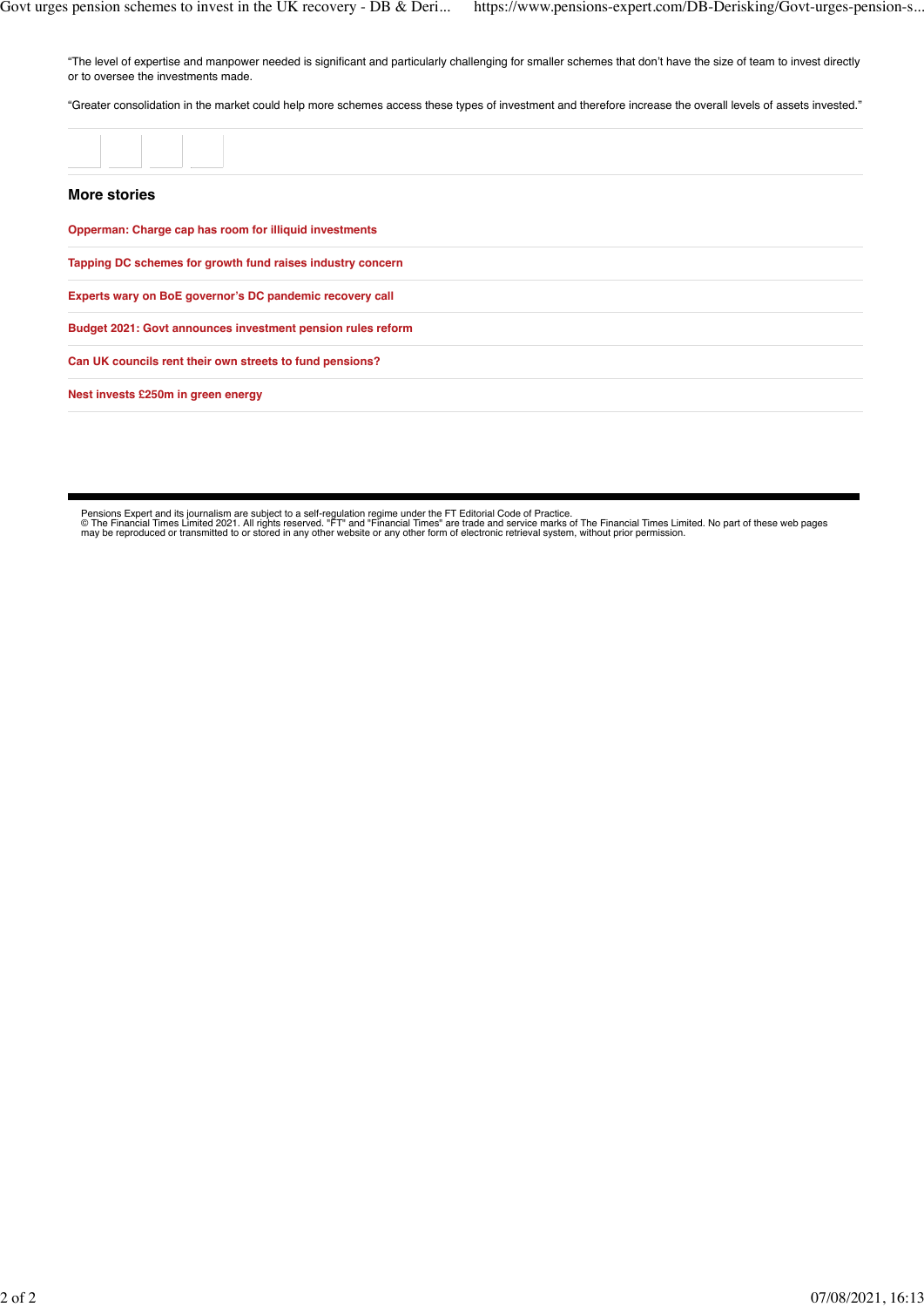"The level of expertise and manpower needed is significant and particularly challenging for smaller schemes that don't have the size of team to invest directly or to oversee the investments made.

"Greater consolidation in the market could help more schemes access these types of investment and therefore increase the overall levels of assets invested."

## More stories

**Opperman: Charge cap has room for illiquid investments**

**Tapping DC schemes for growth fund raises industry concern**

**Experts wary on BoE governor's DC pandemic recovery call**

**Budget 2021: Govt announces investment pension rules reform**

**Can UK councils rent their own streets to fund pensions?**

**Nest invests £250m in green energy**

Pensions Expert and its journalism are subject to a self-regulation regime under the FT Editorial Code of Practice.
© The Financial Times Limited 2021. All rights reserved. "FT" and "Financial Times" are trade and service marks of The Financial Times Limited. No part of these web pages may be reproduced or transmitted to or stored in any other website or any other form of electronic retrieval system, without prior permission.